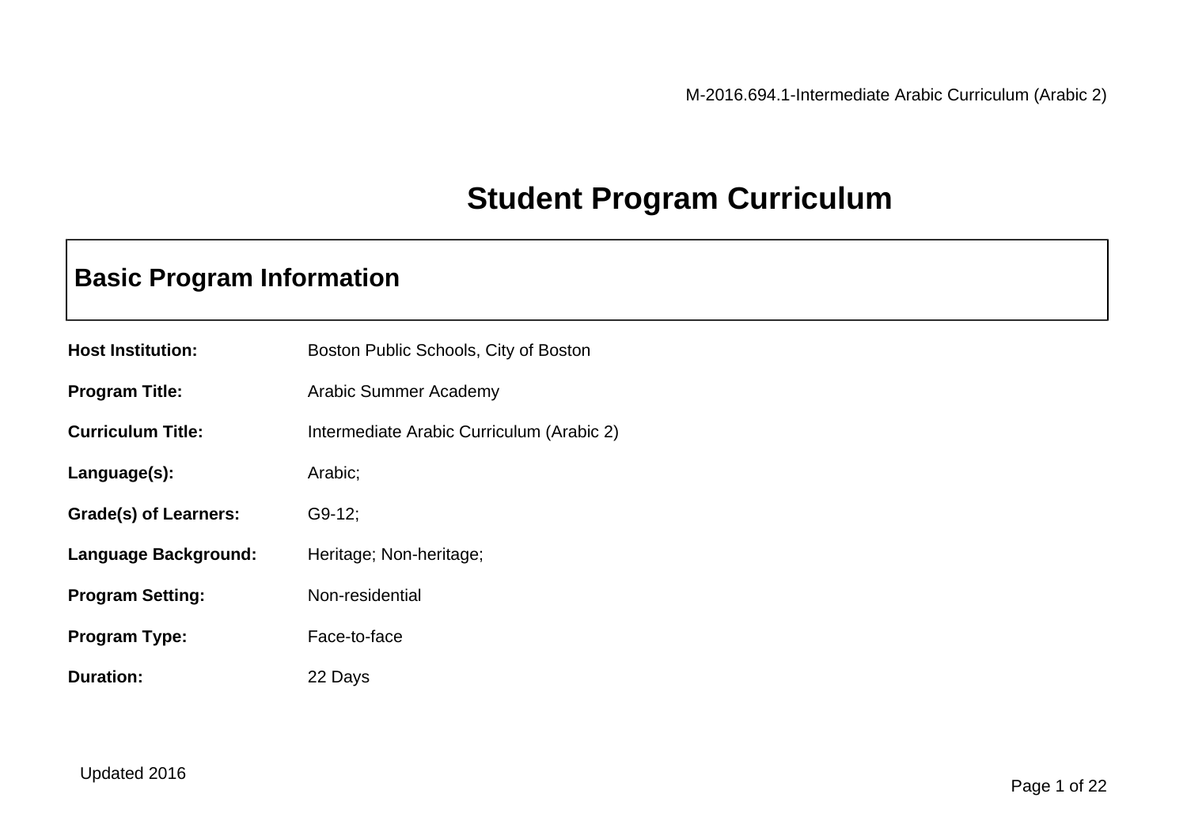# Student Program Curriculum

## Basic Program Information

**Host Institution:** Boston Public Schools, City of Boston

**Program Title:** Arabic Summer Academy

**Curriculum Title:** Intermediate Arabic Curriculum (Arabic 2)

**Language(s):** Arabic;

**Grade(s) of Learners:** G9-12;

**Language Background:** Heritage; Non-heritage;

**Program Setting:** Non-residential

**Program Type:** Face-to-face

**Duration:** 22 Days

Updated 2016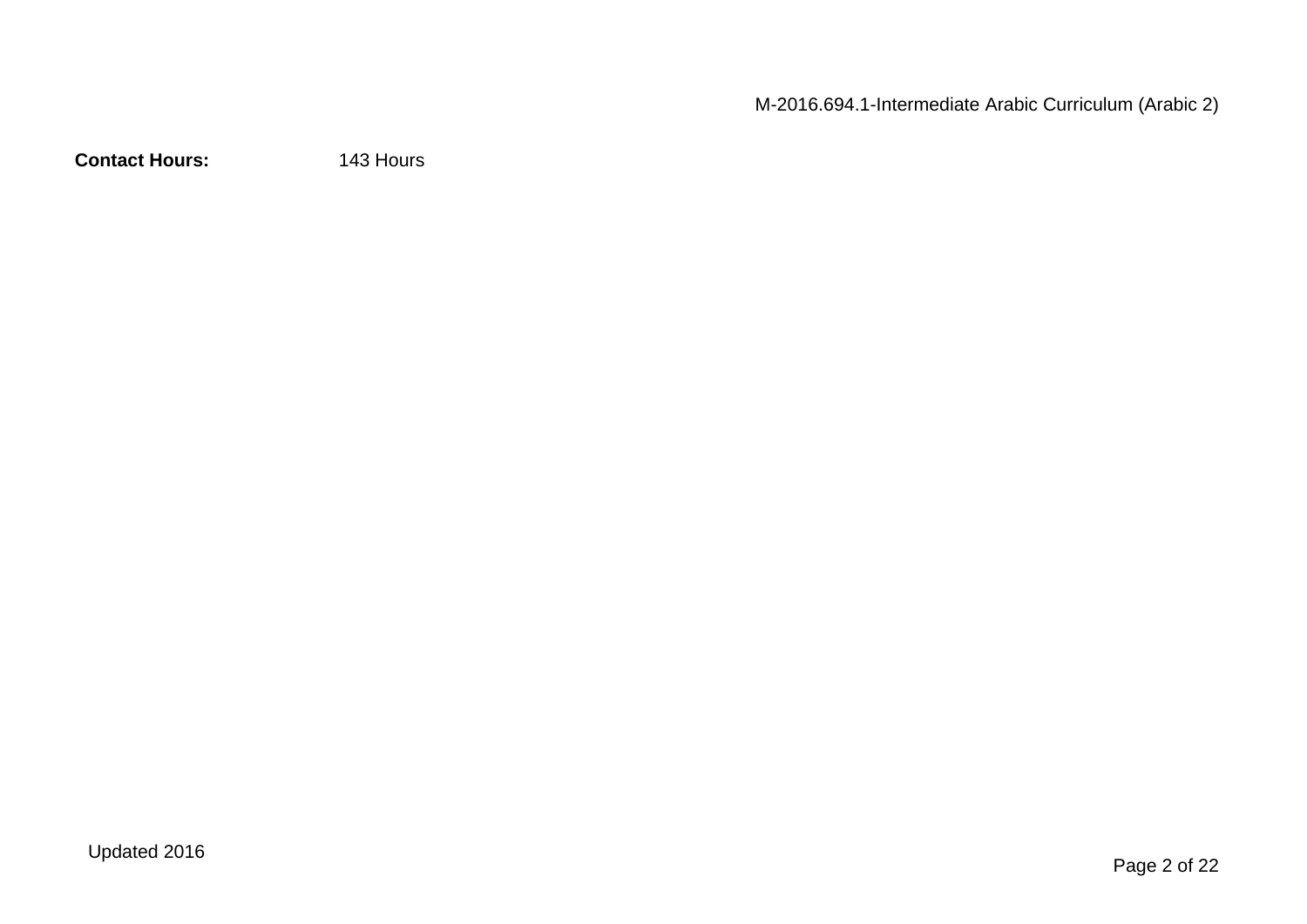**Contact Hours:** 143 Hours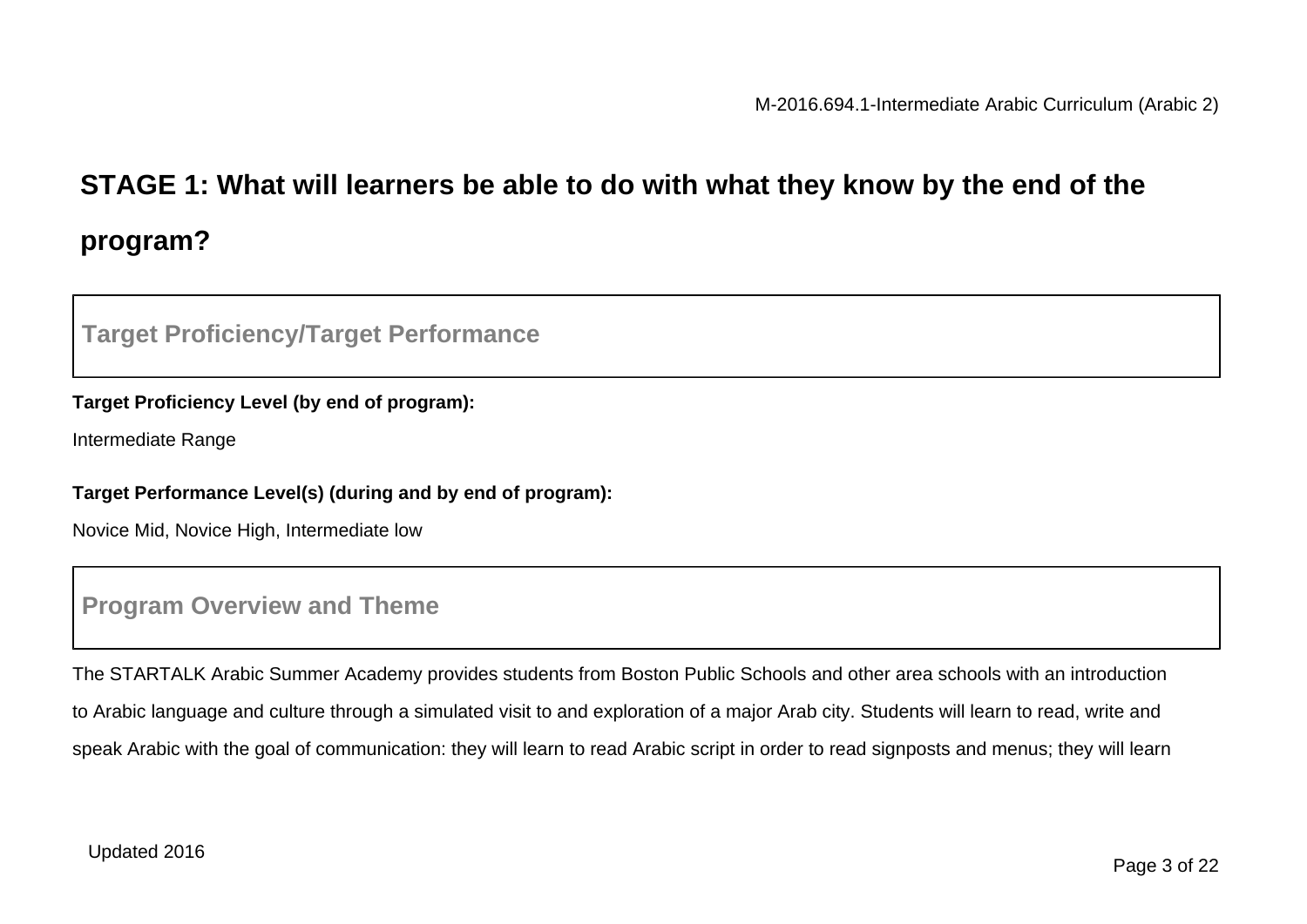## STAGE 1: What will learners be able to do with what they know by the end of the program?

### Target Proficiency/Target Performance

**Target Proficiency Level (by end of program):**

Intermediate Range

**Target Performance Level(s) (during and by end of program):**

Novice Mid, Novice High, Intermediate low

### Program Overview and Theme

The STARTALK Arabic Summer Academy provides students from Boston Public Schools and other area schools with an introduction to Arabic language and culture through a simulated visit to and exploration of a major Arab city. Students will learn to read, write and speak Arabic with the goal of communication: they will learn to read Arabic script in order to read signposts and menus; they will learn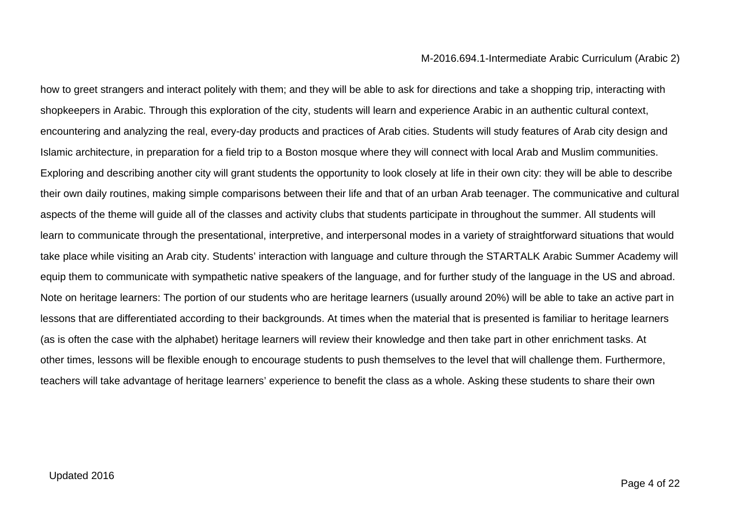how to greet strangers and interact politely with them; and they will be able to ask for directions and take a shopping trip, interacting with shopkeepers in Arabic. Through this exploration of the city, students will learn and experience Arabic in an authentic cultural context, encountering and analyzing the real, every-day products and practices of Arab cities. Students will study features of Arab city design and Islamic architecture, in preparation for a field trip to a Boston mosque where they will connect with local Arab and Muslim communities. Exploring and describing another city will grant students the opportunity to look closely at life in their own city: they will be able to describe their own daily routines, making simple comparisons between their life and that of an urban Arab teenager. The communicative and cultural aspects of the theme will guide all of the classes and activity clubs that students participate in throughout the summer. All students will learn to communicate through the presentational, interpretive, and interpersonal modes in a variety of straightforward situations that would take place while visiting an Arab city. Students' interaction with language and culture through the STARTALK Arabic Summer Academy will equip them to communicate with sympathetic native speakers of the language, and for further study of the language in the US and abroad.

Note on heritage learners: The portion of our students who are heritage learners (usually around 20%) will be able to take an active part in lessons that are differentiated according to their backgrounds. At times when the material that is presented is familiar to heritage learners (as is often the case with the alphabet) heritage learners will review their knowledge and then take part in other enrichment tasks. At other times, lessons will be flexible enough to encourage students to push themselves to the level that will challenge them. Furthermore, teachers will take advantage of heritage learners' experience to benefit the class as a whole. Asking these students to share their own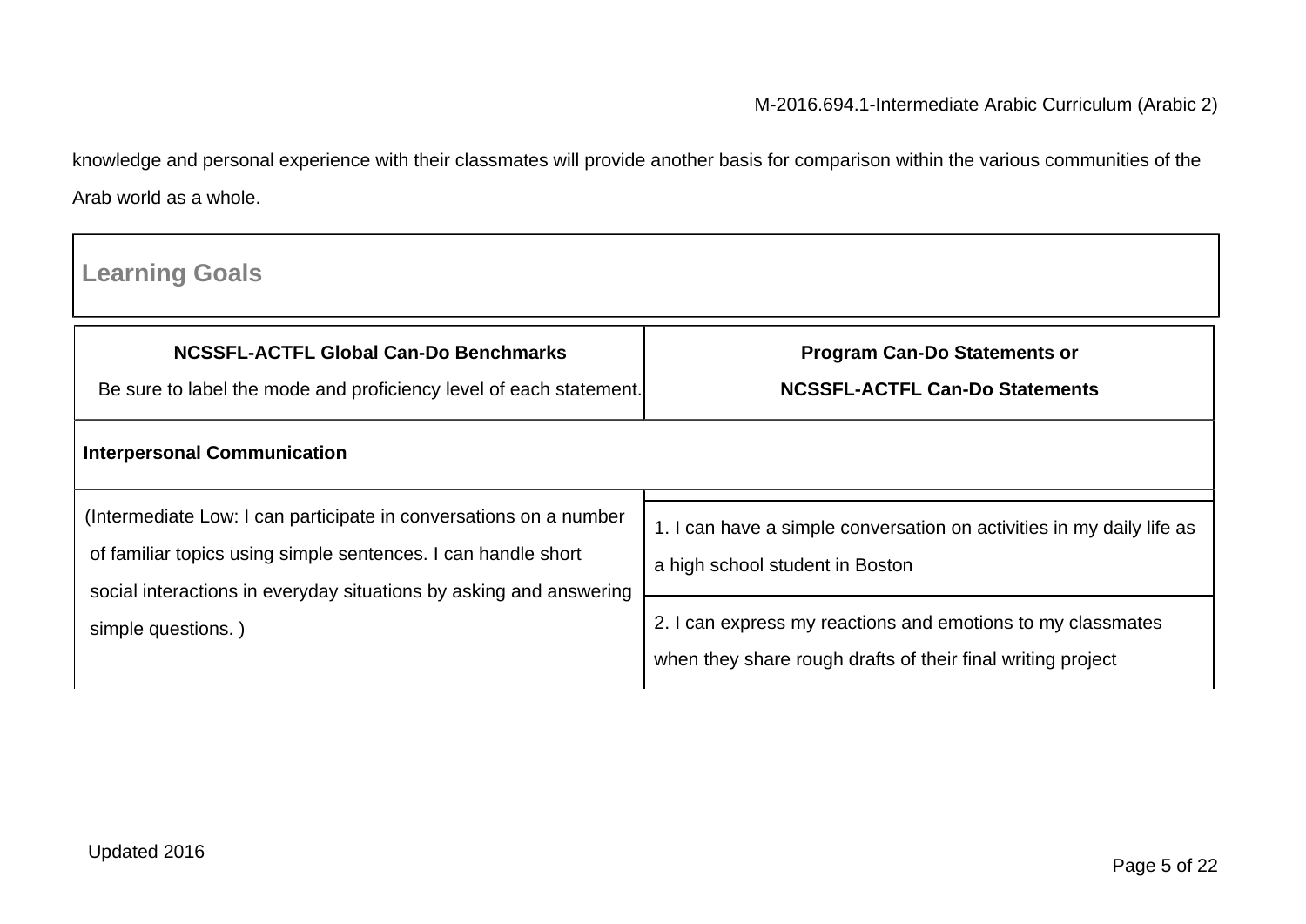knowledge and personal experience with their classmates will provide another basis for comparison within the various communities of the Arab world as a whole.

## Learning Goals

| **NCSSFL-ACTFL Global Can-Do Benchmarks** Be sure to label the mode and proficiency level of each statement. | **Program Can-Do Statements or NCSSFL-ACTFL Can-Do Statements** |
|---|---|
| **Interpersonal Communication** | |
| (Intermediate Low: I can participate in conversations on a number of familiar topics using simple sentences. I can handle short social interactions in everyday situations by asking and answering simple questions. ) | 1. I can have a simple conversation on activities in my daily life as a high school student in Boston |
| | 2. I can express my reactions and emotions to my classmates when they share rough drafts of their final writing project |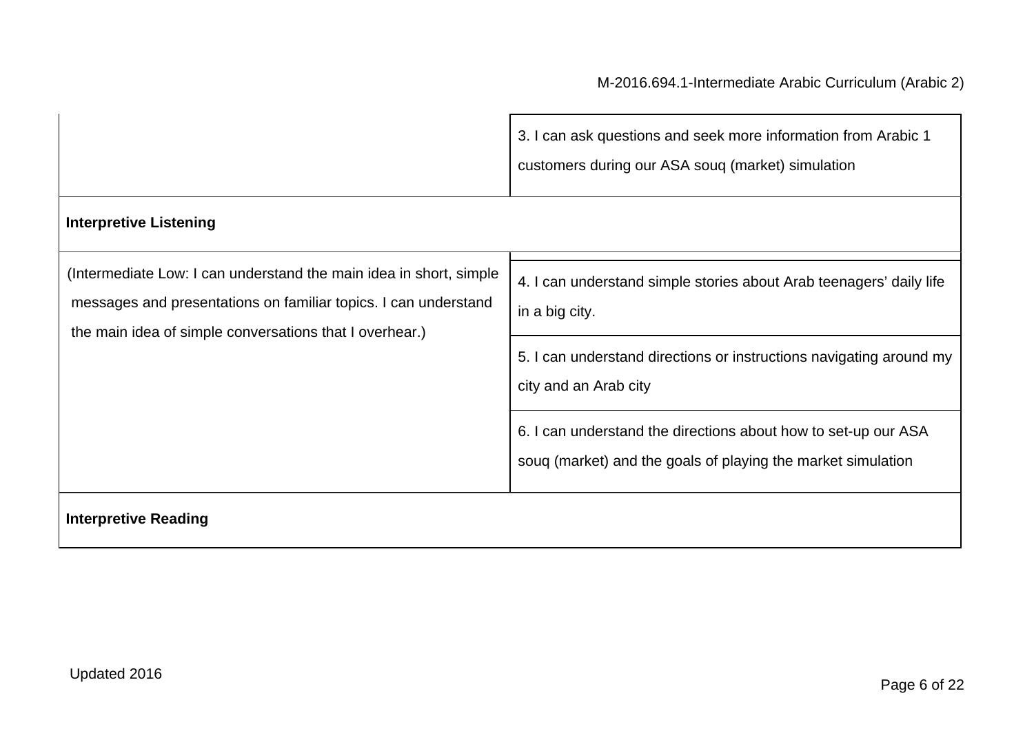| | |
|---|---|
| | 3. I can ask questions and seek more information from Arabic 1 customers during our ASA souq (market) simulation |
| **Interpretive Listening** | |
| (Intermediate Low: I can understand the main idea in short, simple messages and presentations on familiar topics. I can understand the main idea of simple conversations that I overhear.) | 4. I can understand simple stories about Arab teenagers' daily life in a big city. |
| | 5. I can understand directions or instructions navigating around my city and an Arab city |
| | 6. I can understand the directions about how to set-up our ASA souq (market) and the goals of playing the market simulation |
| **Interpretive Reading** | |

Updated 2016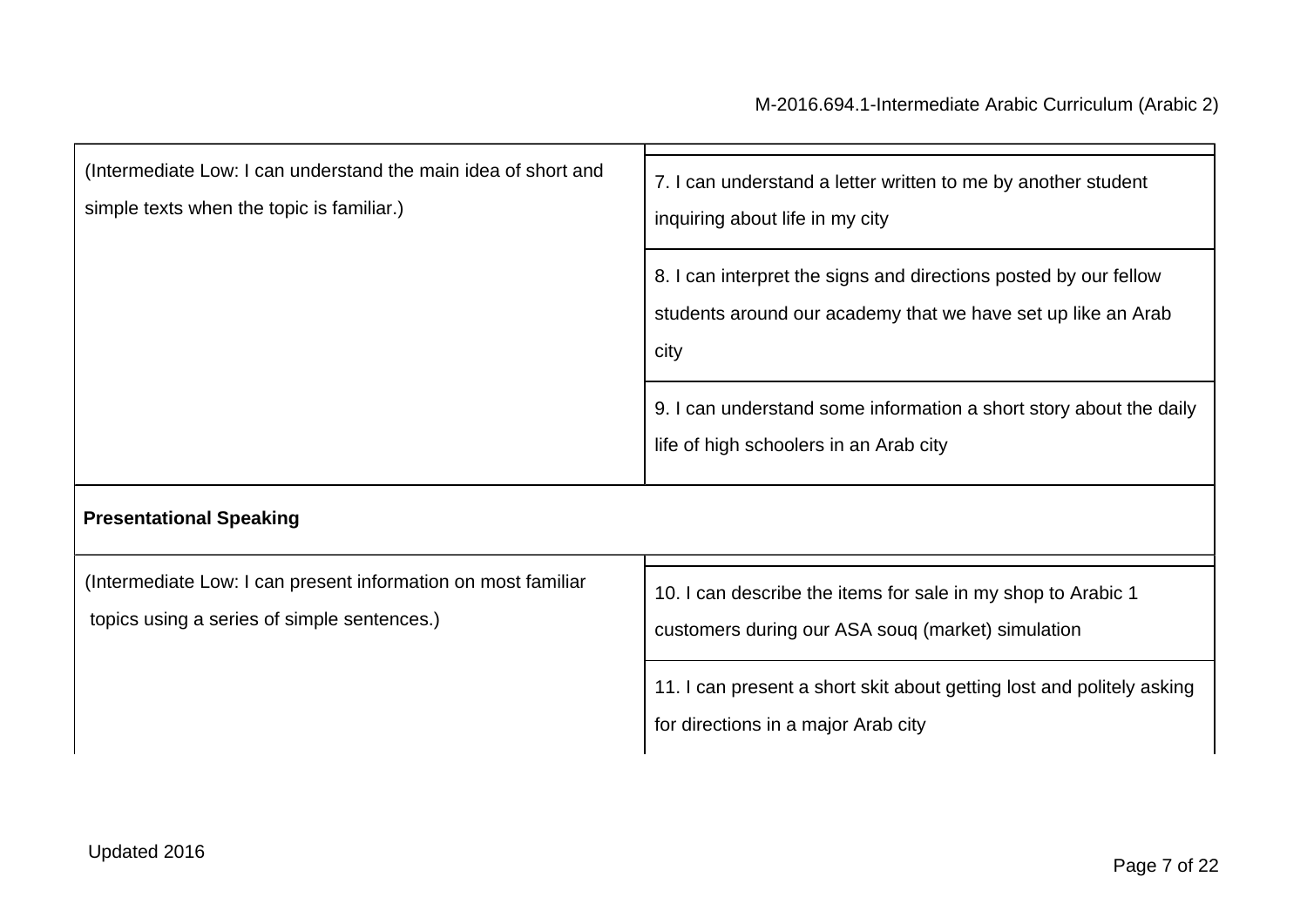| | |
|---|---|
| (Intermediate Low: I can understand the main idea of short and simple texts when the topic is familiar.) | 7. I can understand a letter written to me by another student inquiring about life in my city |
| | 8. I can interpret the signs and directions posted by our fellow students around our academy that we have set up like an Arab city |
| | 9. I can understand some information a short story about the daily life of high schoolers in an Arab city |
| **Presentational Speaking** | |
| (Intermediate Low: I can present information on most familiar topics using a series of simple sentences.) | 10. I can describe the items for sale in my shop to Arabic 1 customers during our ASA souq (market) simulation |
| | 11. I can present a short skit about getting lost and politely asking for directions in a major Arab city |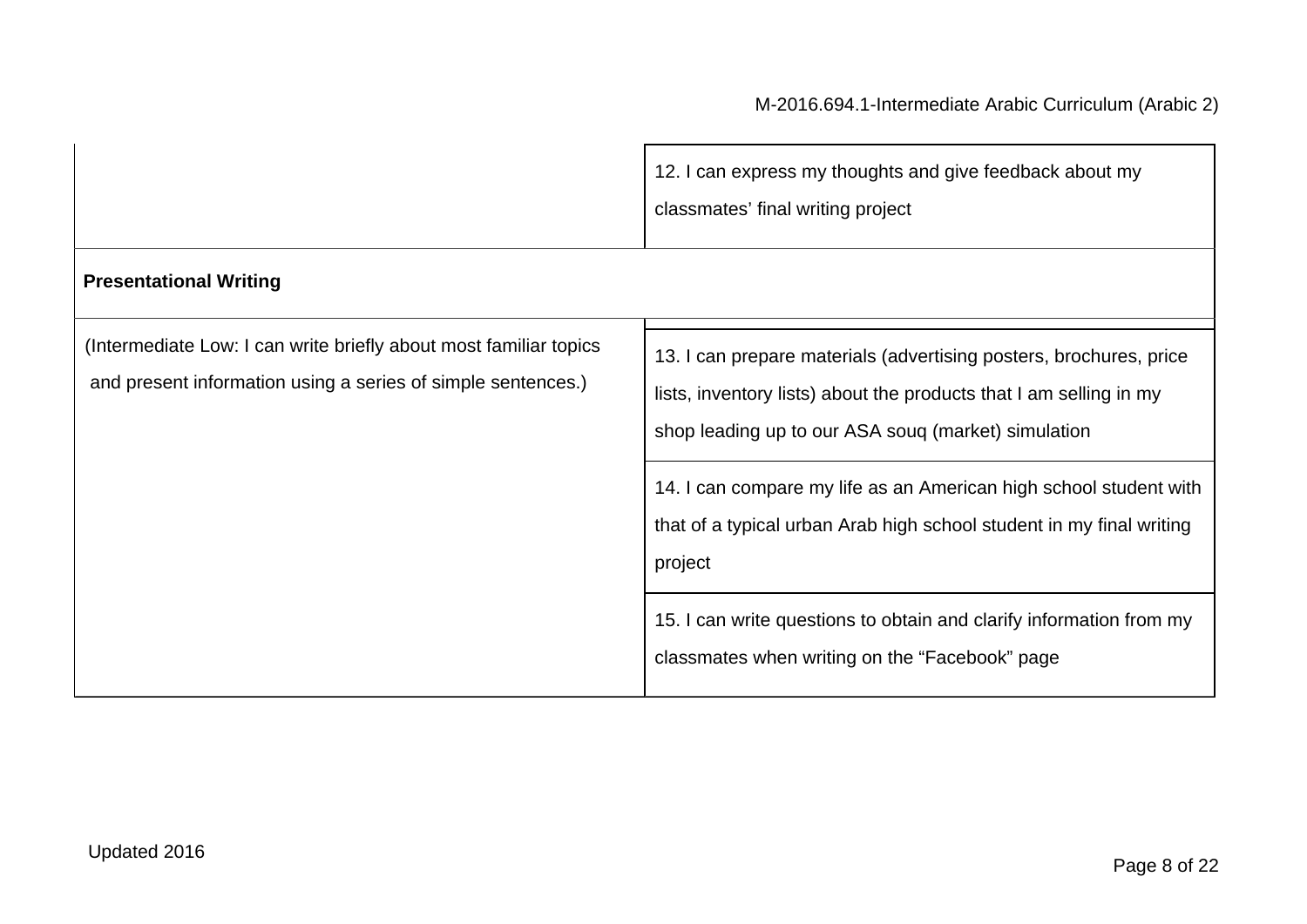| | |
|---|---|
| | 12. I can express my thoughts and give feedback about my classmates' final writing project |
| **Presentational Writing** | |
| (Intermediate Low: I can write briefly about most familiar topics and present information using a series of simple sentences.) | 13. I can prepare materials (advertising posters, brochures, price lists, inventory lists) about the products that I am selling in my shop leading up to our ASA souq (market) simulation |
| | 14. I can compare my life as an American high school student with that of a typical urban Arab high school student in my final writing project |
| | 15. I can write questions to obtain and clarify information from my classmates when writing on the "Facebook" page |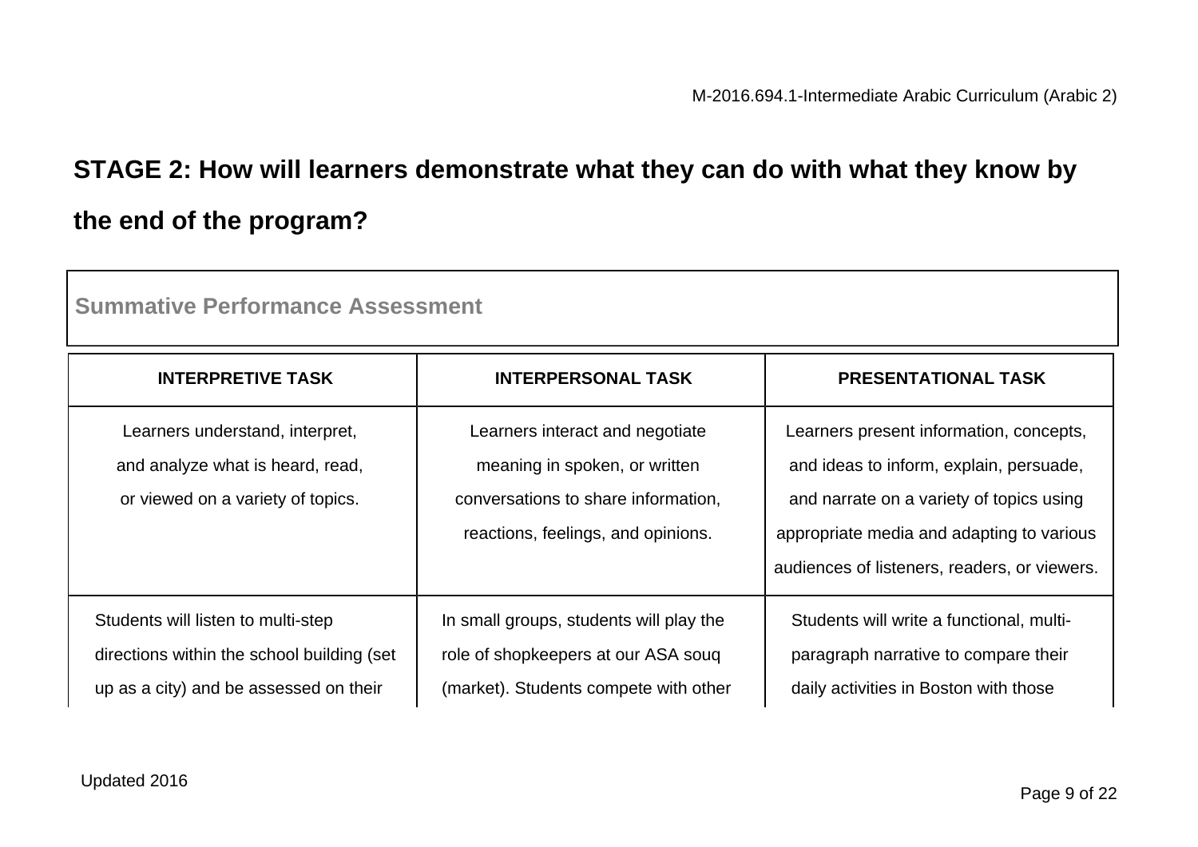## STAGE 2: How will learners demonstrate what they can do with what they know by the end of the program?

### Summative Performance Assessment

| INTERPRETIVE TASK | INTERPERSONAL TASK | PRESENTATIONAL TASK |
|---|---|---|
| Learners understand, interpret, and analyze what is heard, read, or viewed on a variety of topics. | Learners interact and negotiate meaning in spoken, or written conversations to share information, reactions, feelings, and opinions. | Learners present information, concepts, and ideas to inform, explain, persuade, and narrate on a variety of topics using appropriate media and adapting to various audiences of listeners, readers, or viewers. |
| Students will listen to multi-step directions within the school building (set up as a city) and be assessed on their | In small groups, students will play the role of shopkeepers at our ASA souq (market). Students compete with other | Students will write a functional, multi-paragraph narrative to compare their daily activities in Boston with those |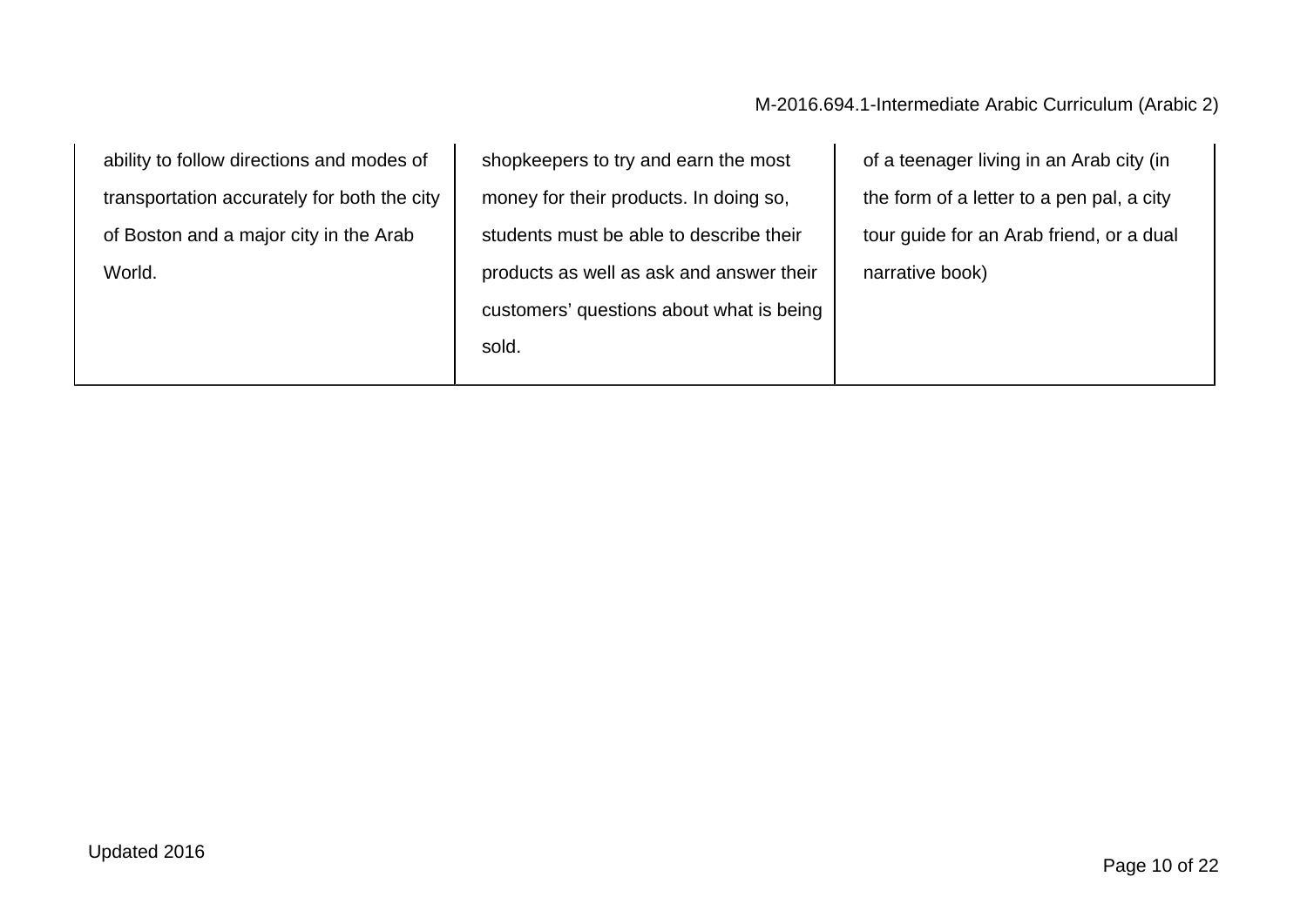| | | |
|---|---|---|
| ability to follow directions and modes of transportation accurately for both the city of Boston and a major city in the Arab World. | shopkeepers to try and earn the most money for their products. In doing so, students must be able to describe their products as well as ask and answer their customers' questions about what is being sold. | of a teenager living in an Arab city (in the form of a letter to a pen pal, a city tour guide for an Arab friend, or a dual narrative book) |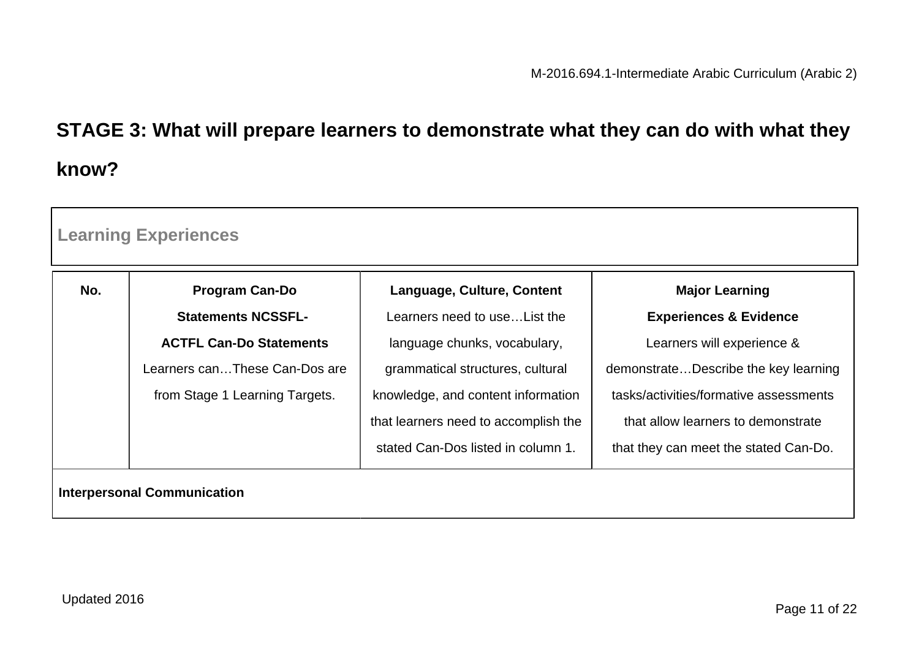## STAGE 3: What will prepare learners to demonstrate what they can do with what they know?

| Learning Experiences | | | |
|---|---|---|---|
| **No.** | **Program Can-Do Statements NCSSFL-ACTFL Can-Do Statements** Learners can…These Can-Dos are from Stage 1 Learning Targets. | **Language, Culture, Content** Learners need to use…List the language chunks, vocabulary, grammatical structures, cultural knowledge, and content information that learners need to accomplish the stated Can-Dos listed in column 1. | **Major Learning Experiences & Evidence** Learners will experience & demonstrate…Describe the key learning tasks/activities/formative assessments that allow learners to demonstrate that they can meet the stated Can-Do. |
| **Interpersonal Communication** | | | |

Updated 2016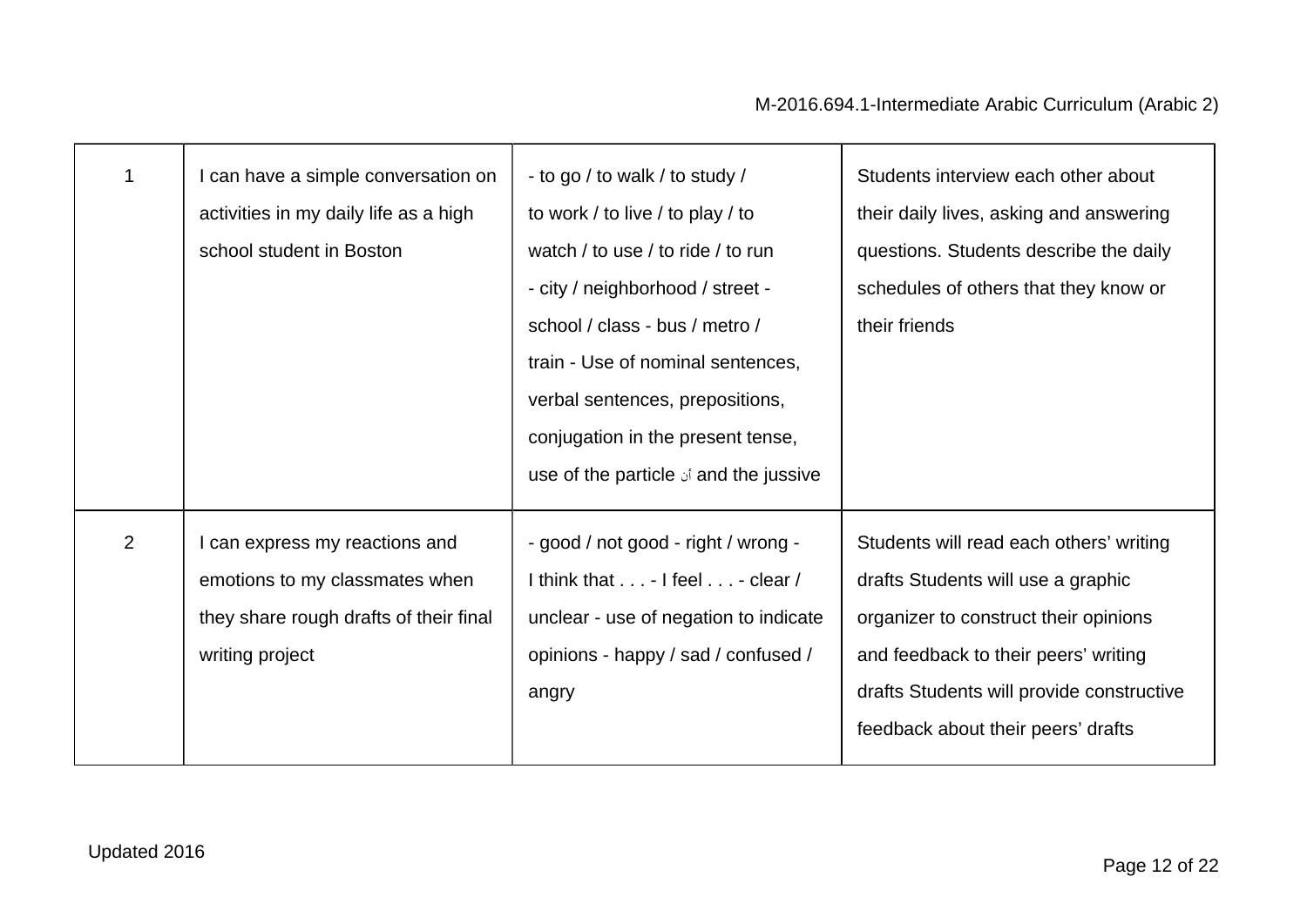| 1 | I can have a simple conversation on activities in my daily life as a high school student in Boston | - to go / to walk / to study / to work / to live / to play / to watch / to use / to ride / to run - city / neighborhood / street - school / class - bus / metro / train - Use of nominal sentences, verbal sentences, prepositions, conjugation in the present tense, use of the particle أن and the jussive | Students interview each other about their daily lives, asking and answering questions. Students describe the daily schedules of others that they know or their friends |
|---|---|---|---|
| 2 | I can express my reactions and emotions to my classmates when they share rough drafts of their final writing project | - good / not good - right / wrong - I think that . . . - I feel . . . - clear / unclear - use of negation to indicate opinions - happy / sad / confused / angry | Students will read each others' writing drafts Students will use a graphic organizer to construct their opinions and feedback to their peers' writing drafts Students will provide constructive feedback about their peers' drafts |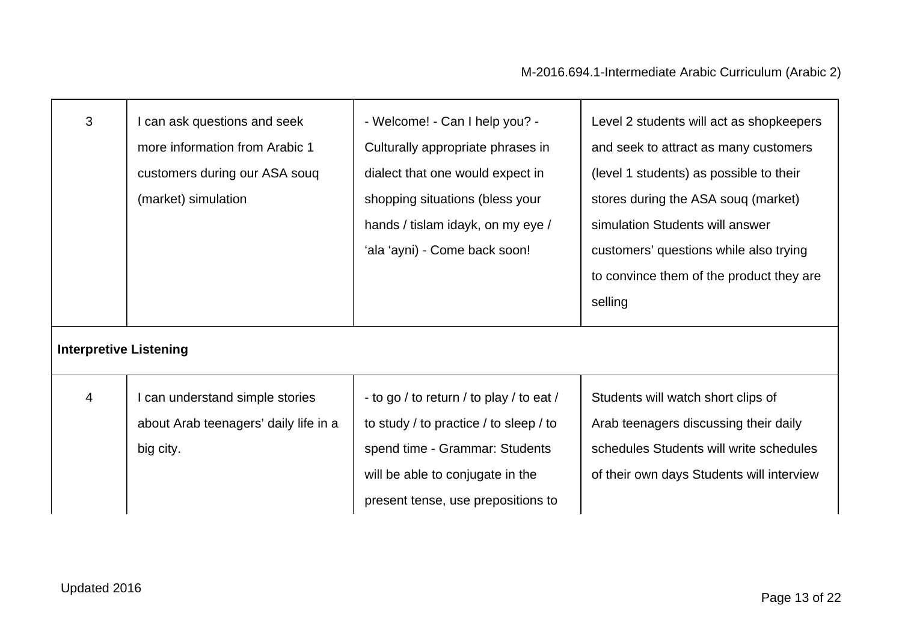| | | | |
|---|---|---|---|
| 3 | I can ask questions and seek more information from Arabic 1 customers during our ASA souq (market) simulation | - Welcome! - Can I help you? - Culturally appropriate phrases in dialect that one would expect in shopping situations (bless your hands / tislam idayk, on my eye / ‘ala ‘ayni) - Come back soon! | Level 2 students will act as shopkeepers and seek to attract as many customers (level 1 students) as possible to their stores during the ASA souq (market) simulation Students will answer customers’ questions while also trying to convince them of the product they are selling |
| **Interpretive Listening** | | | |
| 4 | I can understand simple stories about Arab teenagers’ daily life in a big city. | - to go / to return / to play / to eat / to study / to practice / to sleep / to spend time - Grammar: Students will be able to conjugate in the present tense, use prepositions to | Students will watch short clips of Arab teenagers discussing their daily schedules Students will write schedules of their own days Students will interview |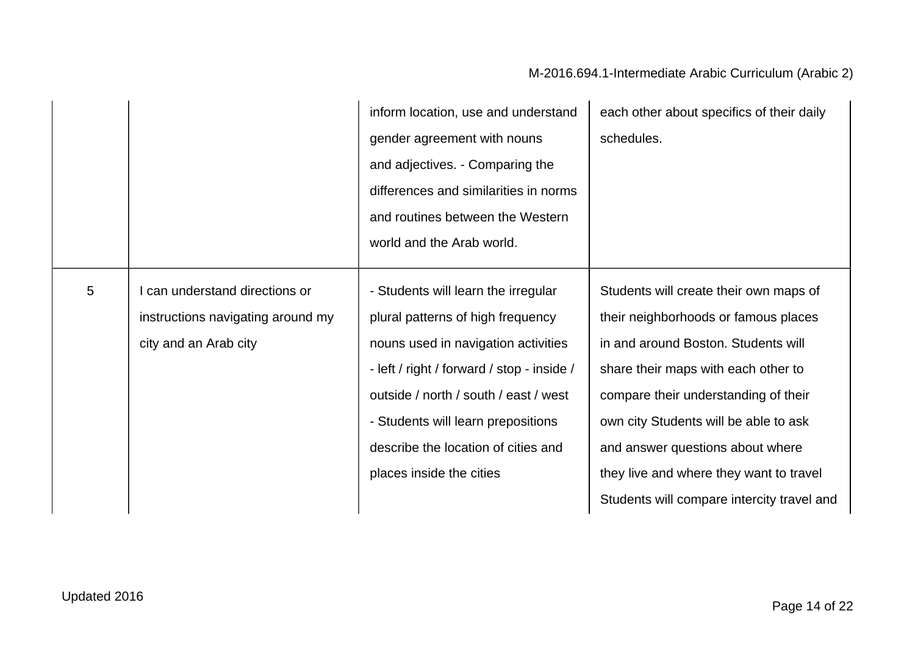| | | | |
|---|---|---|---|
| | | inform location, use and understand gender agreement with nouns and adjectives. - Comparing the differences and similarities in norms and routines between the Western world and the Arab world. | each other about specifics of their daily schedules. |
| 5 | I can understand directions or instructions navigating around my city and an Arab city | - Students will learn the irregular plural patterns of high frequency nouns used in navigation activities - left / right / forward / stop - inside / outside / north / south / east / west - Students will learn prepositions describe the location of cities and places inside the cities | Students will create their own maps of their neighborhoods or famous places in and around Boston. Students will share their maps with each other to compare their understanding of their own city Students will be able to ask and answer questions about where they live and where they want to travel Students will compare intercity travel and |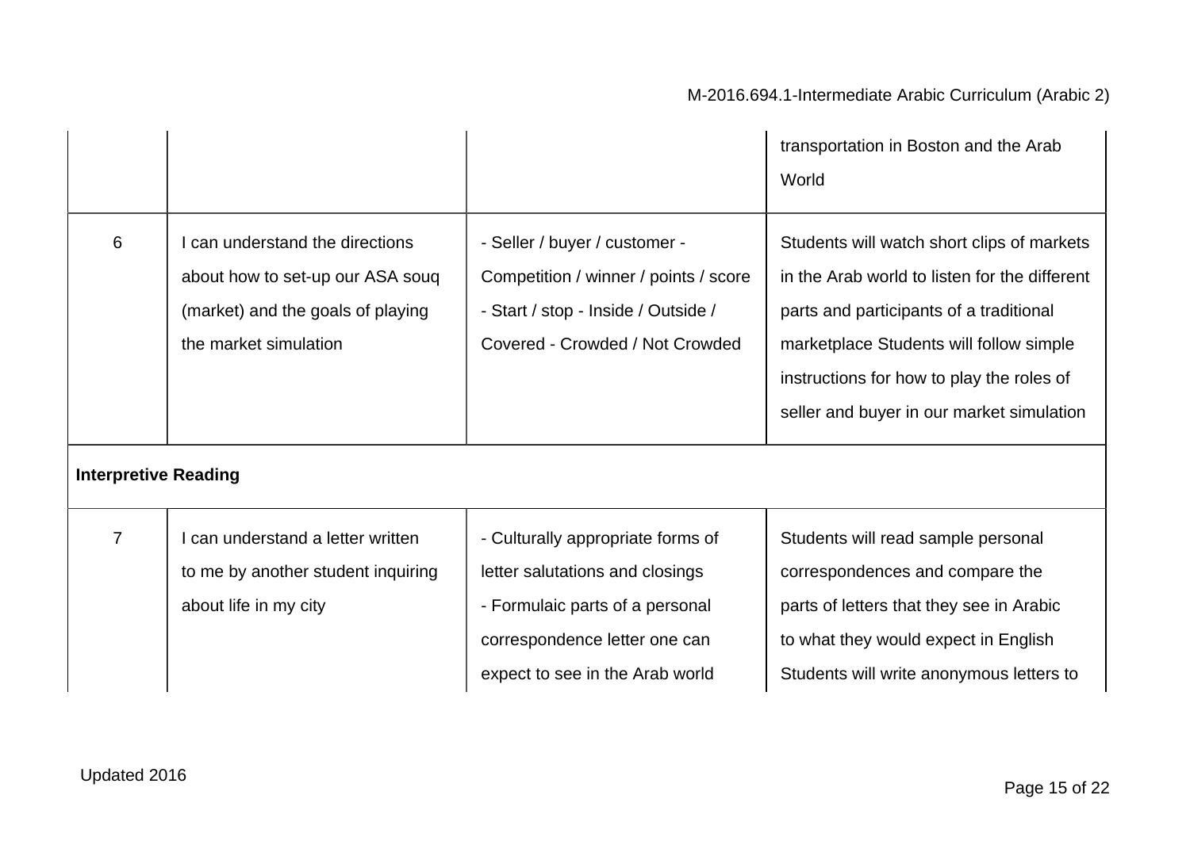|  |  |  |  |
|---|---|---|---|
|  |  |  | transportation in Boston and the Arab World |
| 6 | I can understand the directions about how to set-up our ASA souq (market) and the goals of playing the market simulation | - Seller / buyer / customer - Competition / winner / points / score - Start / stop - Inside / Outside / Covered - Crowded / Not Crowded | Students will watch short clips of markets in the Arab world to listen for the different parts and participants of a traditional marketplace Students will follow simple instructions for how to play the roles of seller and buyer in our market simulation |
| **Interpretive Reading** |  |  |  |
| 7 | I can understand a letter written to me by another student inquiring about life in my city | - Culturally appropriate forms of letter salutations and closings<br>- Formulaic parts of a personal correspondence letter one can expect to see in the Arab world | Students will read sample personal correspondences and compare the parts of letters that they see in Arabic to what they would expect in English Students will write anonymous letters to |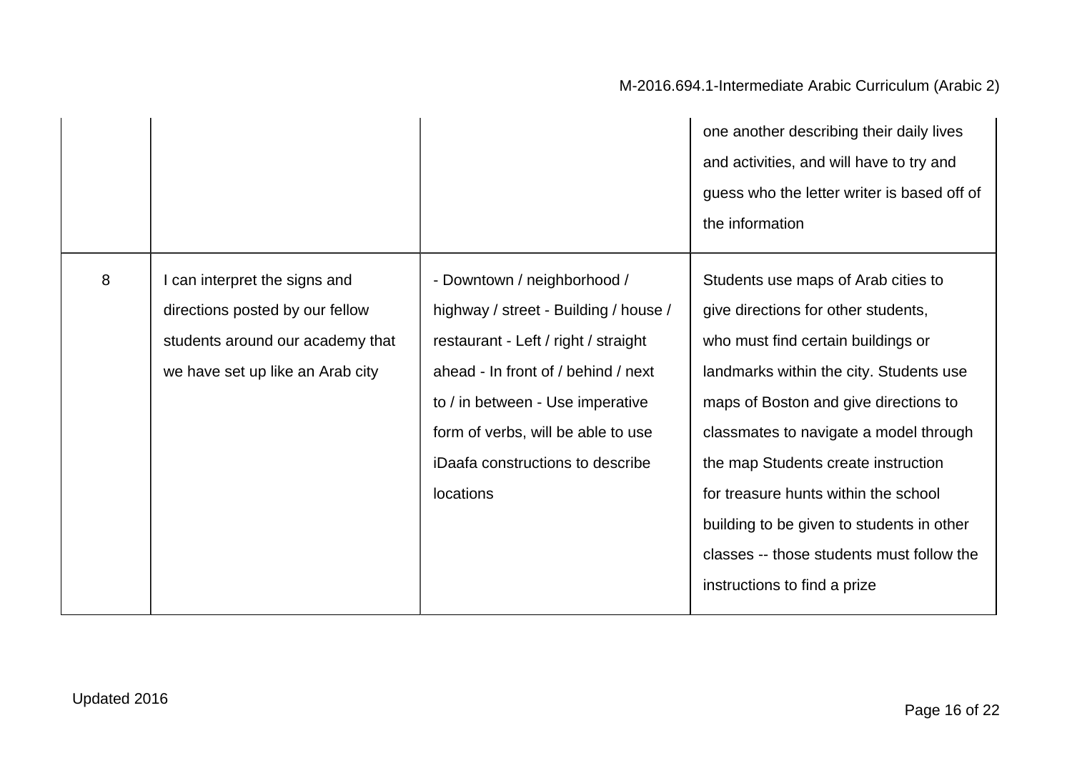| | | | |
|---|---|---|---|
| | | | one another describing their daily lives and activities, and will have to try and guess who the letter writer is based off of the information |
| 8 | I can interpret the signs and directions posted by our fellow students around our academy that we have set up like an Arab city | - Downtown / neighborhood / highway / street - Building / house / restaurant - Left / right / straight ahead - In front of / behind / next to / in between - Use imperative form of verbs, will be able to use iDaafa constructions to describe locations | Students use maps of Arab cities to give directions for other students, who must find certain buildings or landmarks within the city. Students use maps of Boston and give directions to classmates to navigate a model through the map Students create instruction for treasure hunts within the school building to be given to students in other classes -- those students must follow the instructions to find a prize |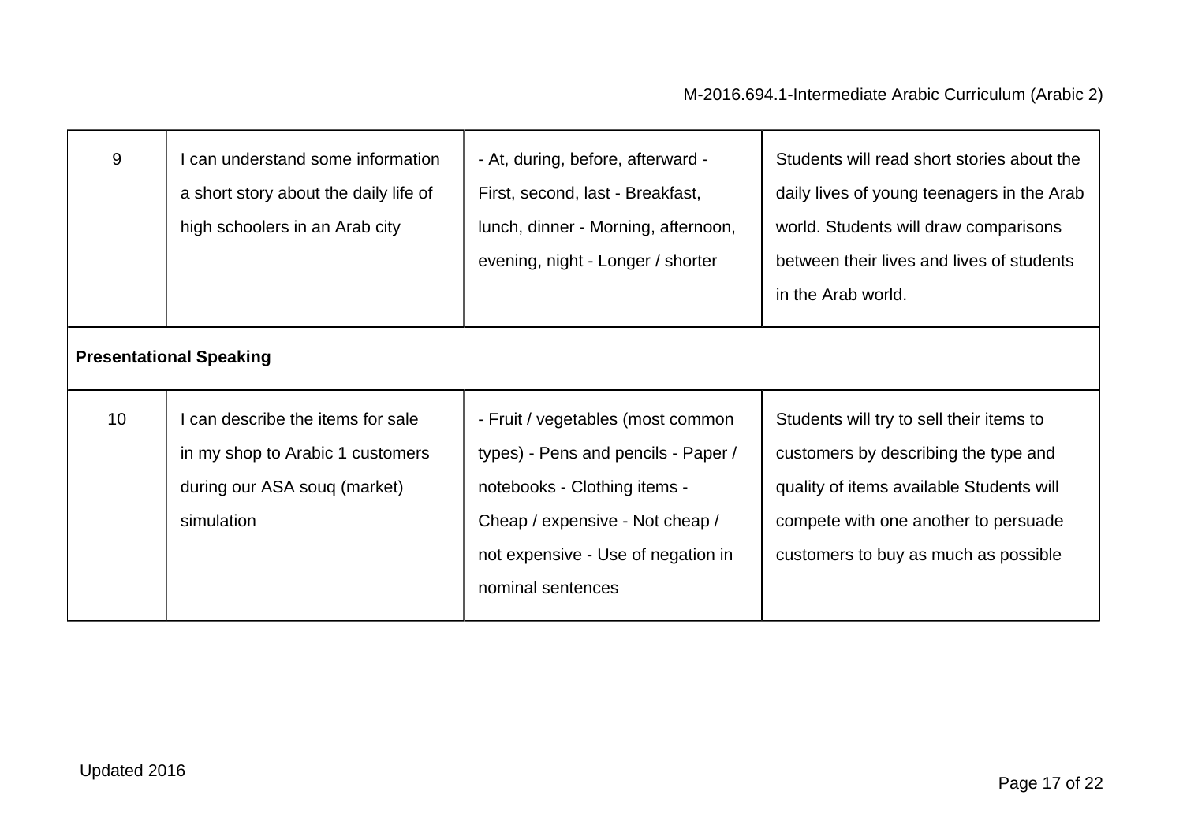| | | | |
|---|---|---|---|
| 9 | I can understand some information a short story about the daily life of high schoolers in an Arab city | - At, during, before, afterward - First, second, last - Breakfast, lunch, dinner - Morning, afternoon, evening, night - Longer / shorter | Students will read short stories about the daily lives of young teenagers in the Arab world. Students will draw comparisons between their lives and lives of students in the Arab world. |
| **Presentational Speaking** | | | |
| 10 | I can describe the items for sale in my shop to Arabic 1 customers during our ASA souq (market) simulation | - Fruit / vegetables (most common types) - Pens and pencils - Paper / notebooks - Clothing items - Cheap / expensive - Not cheap / not expensive - Use of negation in nominal sentences | Students will try to sell their items to customers by describing the type and quality of items available Students will compete with one another to persuade customers to buy as much as possible |

Updated 2016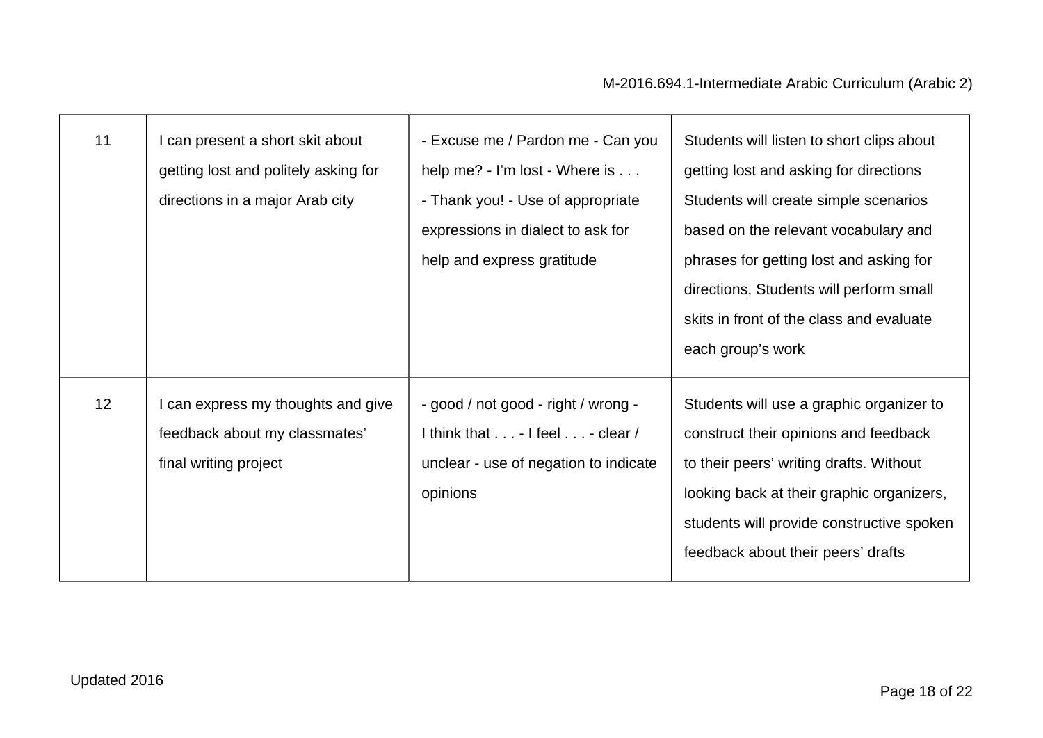| 11 | I can present a short skit about getting lost and politely asking for directions in a major Arab city | - Excuse me / Pardon me - Can you help me? - I'm lost - Where is . . . - Thank you! - Use of appropriate expressions in dialect to ask for help and express gratitude | Students will listen to short clips about getting lost and asking for directions Students will create simple scenarios based on the relevant vocabulary and phrases for getting lost and asking for directions, Students will perform small skits in front of the class and evaluate each group's work |
|---|---|---|---|
| 12 | I can express my thoughts and give feedback about my classmates' final writing project | - good / not good - right / wrong - I think that . . . - I feel . . . - clear / unclear - use of negation to indicate opinions | Students will use a graphic organizer to construct their opinions and feedback to their peers' writing drafts. Without looking back at their graphic organizers, students will provide constructive spoken feedback about their peers' drafts |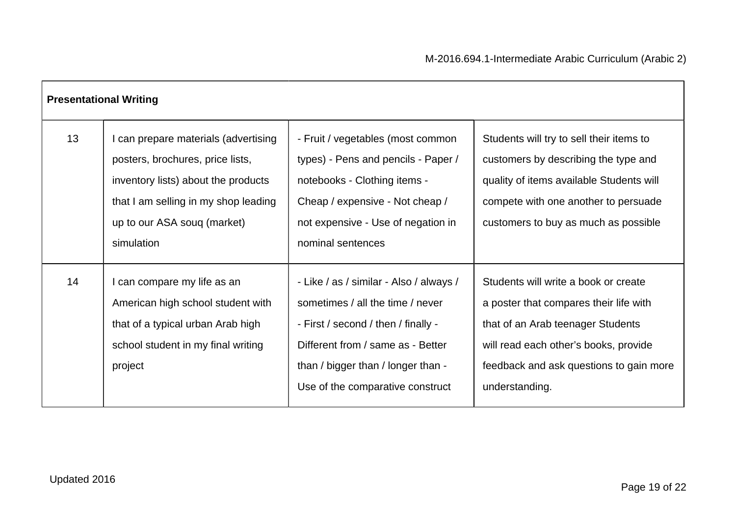| Presentational Writing | | | |
| --- | --- | --- | --- |
| 13 | I can prepare materials (advertising posters, brochures, price lists, inventory lists) about the products that I am selling in my shop leading up to our ASA souq (market) simulation | - Fruit / vegetables (most common types) - Pens and pencils - Paper / notebooks - Clothing items - Cheap / expensive - Not cheap / not expensive - Use of negation in nominal sentences | Students will try to sell their items to customers by describing the type and quality of items available Students will compete with one another to persuade customers to buy as much as possible |
| 14 | I can compare my life as an American high school student with that of a typical urban Arab high school student in my final writing project | - Like / as / similar - Also / always / sometimes / all the time / never - First / second / then / finally - Different from / same as - Better than / bigger than / longer than - Use of the comparative construct | Students will write a book or create a poster that compares their life with that of an Arab teenager Students will read each other's books, provide feedback and ask questions to gain more understanding. |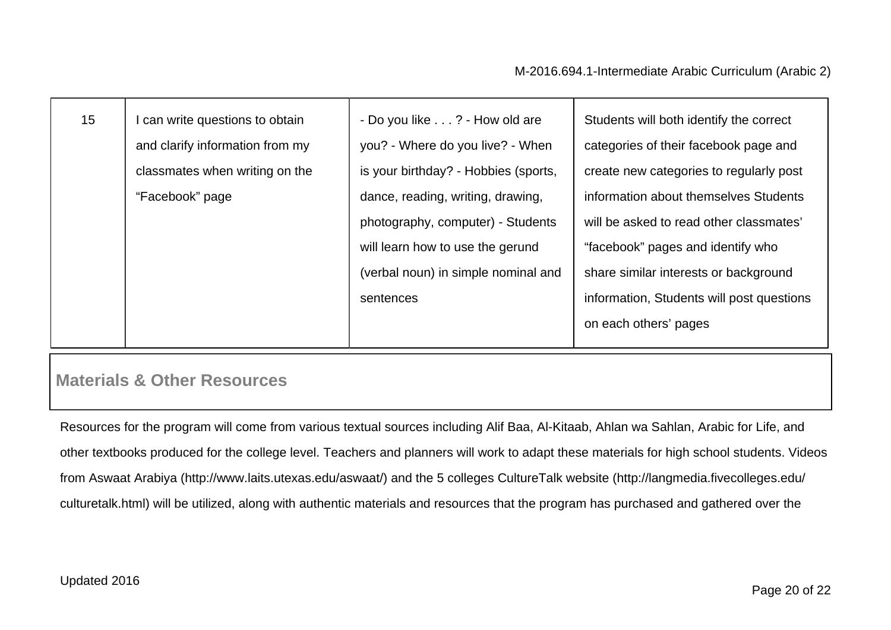| 15 | I can write questions to obtain and clarify information from my classmates when writing on the "Facebook" page | - Do you like . . . ? - How old are you? - Where do you live? - When is your birthday? - Hobbies (sports, dance, reading, writing, drawing, photography, computer) - Students will learn how to use the gerund (verbal noun) in simple nominal and sentences | Students will both identify the correct categories of their facebook page and create new categories to regularly post information about themselves Students will be asked to read other classmates' "facebook" pages and identify who share similar interests or background information, Students will post questions on each others' pages |
|---|---|---|---|

## Materials & Other Resources

Resources for the program will come from various textual sources including Alif Baa, Al-Kitaab, Ahlan wa Sahlan, Arabic for Life, and other textbooks produced for the college level. Teachers and planners will work to adapt these materials for high school students. Videos from Aswaat Arabiya (http://www.laits.utexas.edu/aswaat/) and the 5 colleges CultureTalk website (http://langmedia.fivecolleges.edu/culturetalk.html) will be utilized, along with authentic materials and resources that the program has purchased and gathered over the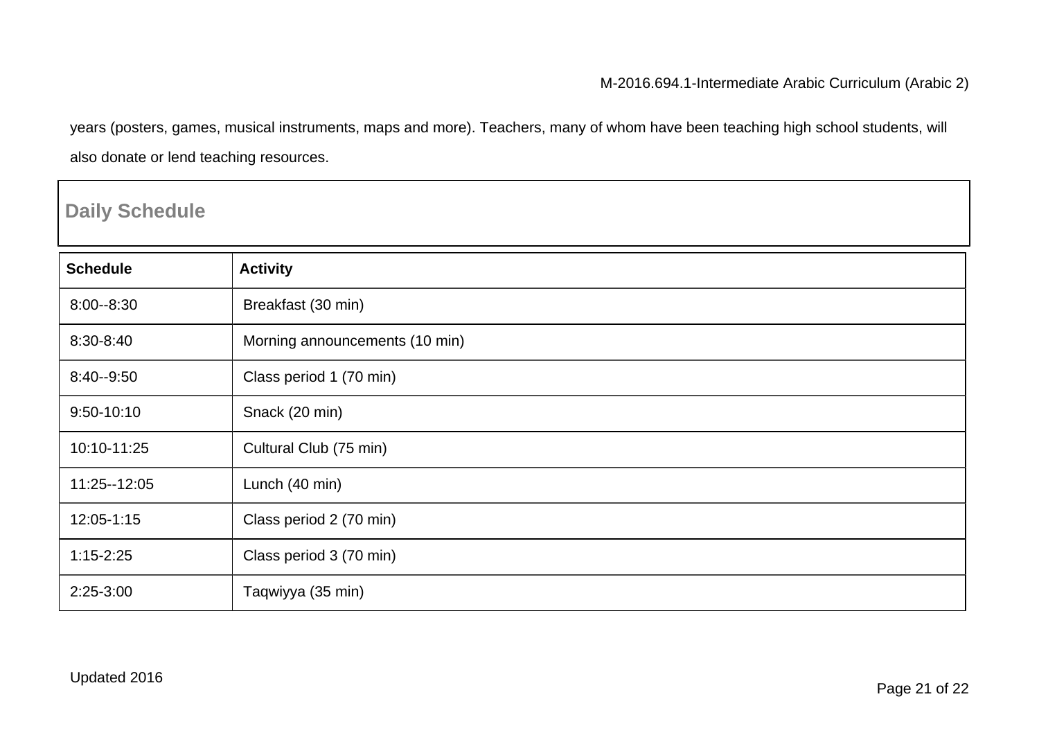years (posters, games, musical instruments, maps and more). Teachers, many of whom have been teaching high school students, will also donate or lend teaching resources.

## Daily Schedule

| Schedule | Activity |
|---|---|
| 8:00--8:30 | Breakfast (30 min) |
| 8:30-8:40 | Morning announcements (10 min) |
| 8:40--9:50 | Class period 1 (70 min) |
| 9:50-10:10 | Snack (20 min) |
| 10:10-11:25 | Cultural Club (75 min) |
| 11:25--12:05 | Lunch (40 min) |
| 12:05-1:15 | Class period 2 (70 min) |
| 1:15-2:25 | Class period 3 (70 min) |
| 2:25-3:00 | Taqwiyya (35 min) |

Updated 2016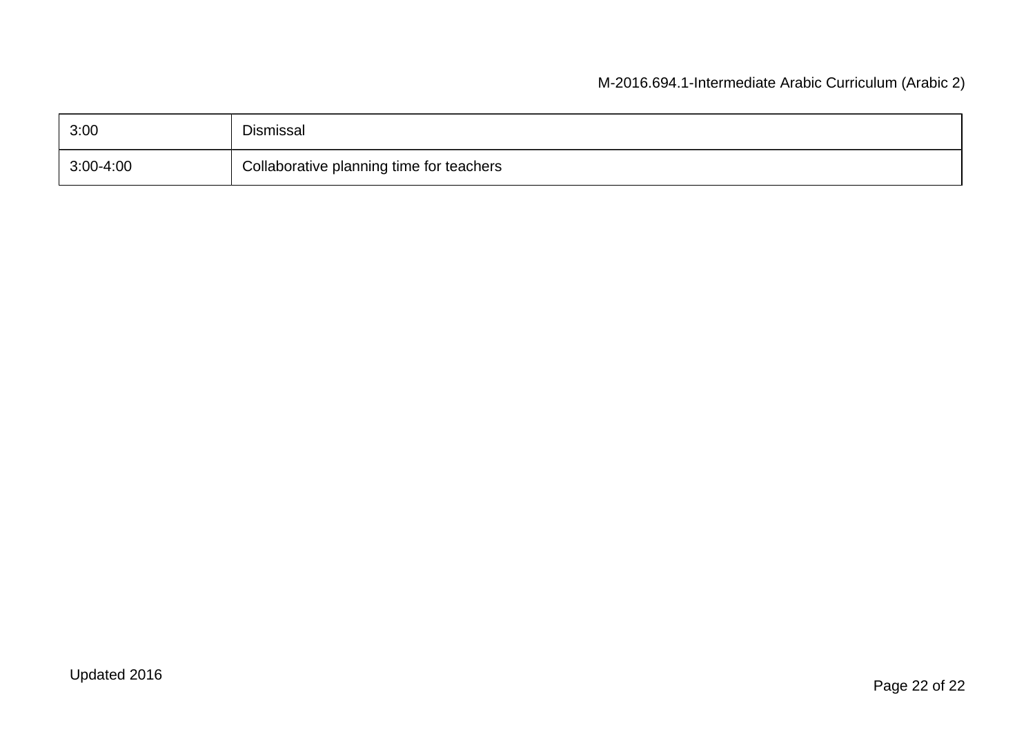| | |
|---|---|
| 3:00 | Dismissal |
| 3:00-4:00 | Collaborative planning time for teachers |